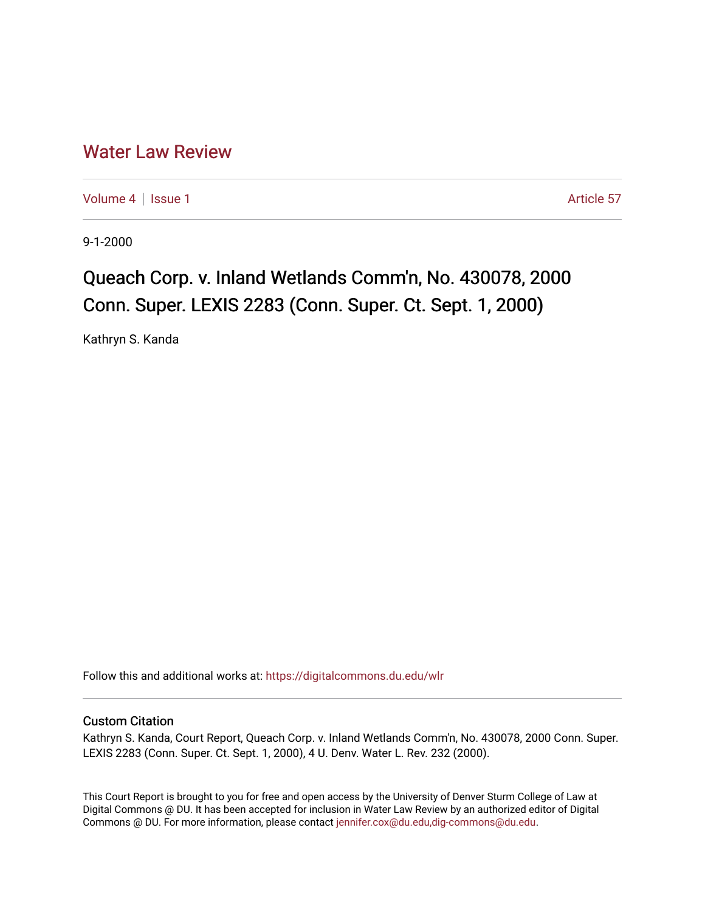# Water Law Review

Volume 4 | Issue 1 Article 57

9-1-2000

## Queach Corp. v. Inland Wetlands Comm'n, No. 430078, 2000 Conn. Super. LEXIS 2283 (Conn. Super. Ct. Sept. 1, 2000)

Kathryn S. Kanda

Follow this and additional works at: https://digitalcommons.du.edu/wlr

### Custom Citation

Kathryn S. Kanda, Court Report, Queach Corp. v. Inland Wetlands Comm'n, No. 430078, 2000 Conn. Super. LEXIS 2283 (Conn. Super. Ct. Sept. 1, 2000), 4 U. Denv. Water L. Rev. 232 (2000).

This Court Report is brought to you for free and open access by the University of Denver Sturm College of Law at Digital Commons @ DU. It has been accepted for inclusion in Water Law Review by an authorized editor of Digital Commons @ DU. For more information, please contact jennifer.cox@du.edu,dig-commons@du.edu.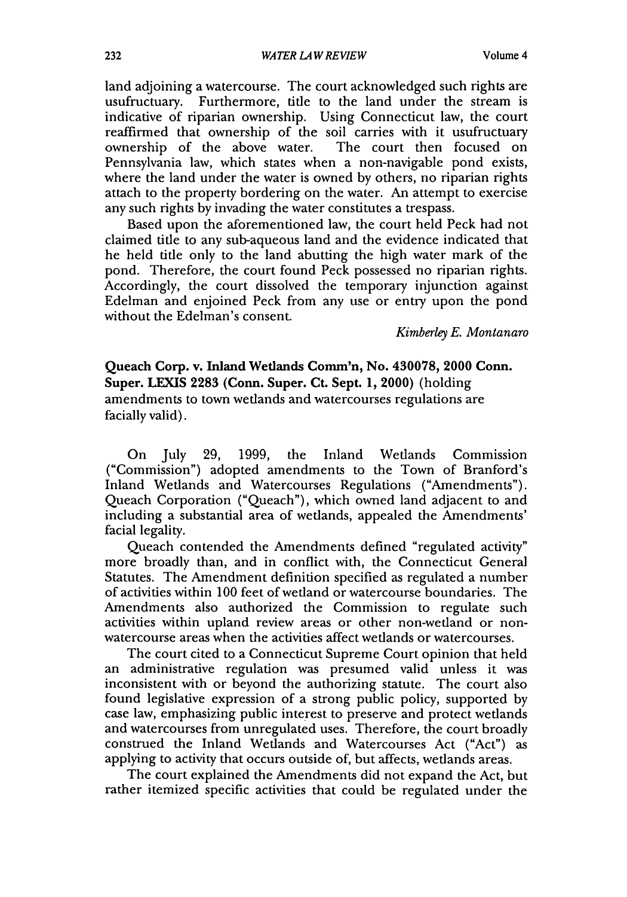land adjoining a watercourse. The court acknowledged such rights are usufructuary. Furthermore, title to the land under the stream is indicative of riparian ownership. Using Connecticut law, the court reaffirmed that ownership of the soil carries with it usufructuary ownership of the above water. The court then focused on Pennsylvania law, which states when a non-navigable pond exists, where the land under the water is owned by others, no riparian rights attach to the property bordering on the water. An attempt to exercise any such rights by invading the water constitutes a trespass.

Based upon the aforementioned law, the court held Peck had not claimed title to any sub-aqueous land and the evidence indicated that he held title only to the land abutting the high water mark of the pond. Therefore, the court found Peck possessed no riparian rights. Accordingly, the court dissolved the temporary injunction against Edelman and enjoined Peck from any use or entry upon the pond without the Edelman's consent.

*Kimberley E. Montanaro*

**Queach Corp. v. Inland Wetlands Comm'n, No. 430078, 2000 Conn. Super. LEXIS 2283 (Conn. Super. Ct. Sept. 1, 2000)** (holding amendments to town wetlands and watercourses regulations are facially valid).

On July 29, 1999, the Inland Wetlands Commission ("Commission") adopted amendments to the Town of Branford's Inland Wetlands and Watercourses Regulations ("Amendments"). Queach Corporation ("Queach"), which owned land adjacent to and including a substantial area of wetlands, appealed the Amendments' facial legality.

Queach contended the Amendments defined "regulated activity" more broadly than, and in conflict with, the Connecticut General Statutes. The Amendment definition specified as regulated a number of activities within 100 feet of wetland or watercourse boundaries. The Amendments also authorized the Commission to regulate such activities within upland review areas or other non-wetland or non-watercourse areas when the activities affect wetlands or watercourses.

The court cited to a Connecticut Supreme Court opinion that held an administrative regulation was presumed valid unless it was inconsistent with or beyond the authorizing statute. The court also found legislative expression of a strong public policy, supported by case law, emphasizing public interest to preserve and protect wetlands and watercourses from unregulated uses. Therefore, the court broadly construed the Inland Wetlands and Watercourses Act ("Act") as applying to activity that occurs outside of, but affects, wetlands areas.

The court explained the Amendments did not expand the Act, but rather itemized specific activities that could be regulated under the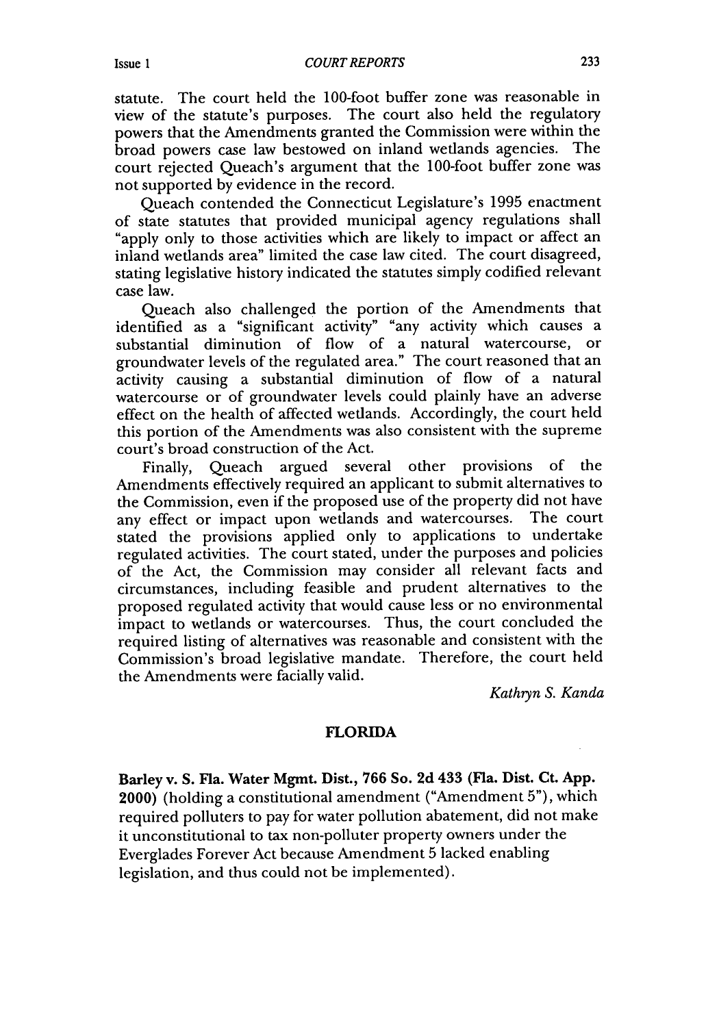statute. The court held the 100-foot buffer zone was reasonable in view of the statute's purposes. The court also held the regulatory powers that the Amendments granted the Commission were within the broad powers case law bestowed on inland wetlands agencies. The court rejected Queach's argument that the 100-foot buffer zone was not supported by evidence in the record.

Queach contended the Connecticut Legislature's 1995 enactment of state statutes that provided municipal agency regulations shall "apply only to those activities which are likely to impact or affect an inland wetlands area" limited the case law cited. The court disagreed, stating legislative history indicated the statutes simply codified relevant case law.

Queach also challenged the portion of the Amendments that identified as a "significant activity" "any activity which causes a substantial diminution of flow of a natural watercourse, or groundwater levels of the regulated area." The court reasoned that an activity causing a substantial diminution of flow of a natural watercourse or of groundwater levels could plainly have an adverse effect on the health of affected wetlands. Accordingly, the court held this portion of the Amendments was also consistent with the supreme court's broad construction of the Act.

Finally, Queach argued several other provisions of the Amendments effectively required an applicant to submit alternatives to the Commission, even if the proposed use of the property did not have any effect or impact upon wetlands and watercourses. The court stated the provisions applied only to applications to undertake regulated activities. The court stated, under the purposes and policies of the Act, the Commission may consider all relevant facts and circumstances, including feasible and prudent alternatives to the proposed regulated activity that would cause less or no environmental impact to wetlands or watercourses. Thus, the court concluded the required listing of alternatives was reasonable and consistent with the Commission's broad legislative mandate. Therefore, the court held the Amendments were facially valid.

*Kathryn S. Kanda*

## FLORIDA

**Barley v. S. Fla. Water Mgmt. Dist., 766 So. 2d 433 (Fla. Dist. Ct. App. 2000)** (holding a constitutional amendment ("Amendment 5"), which required polluters to pay for water pollution abatement, did not make it unconstitutional to tax non-polluter property owners under the Everglades Forever Act because Amendment 5 lacked enabling legislation, and thus could not be implemented).